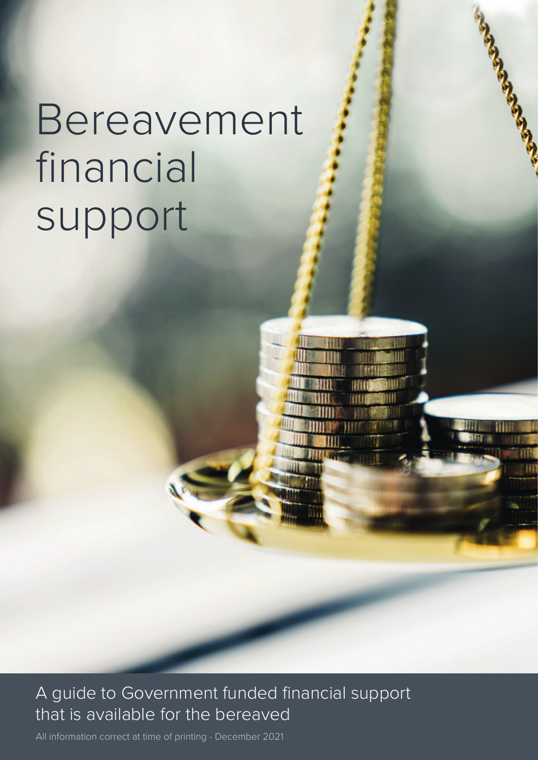# Bereavement financial support

A guide to Government funded financial support that is available for the bereaved

All information correct at time of printing - December 2021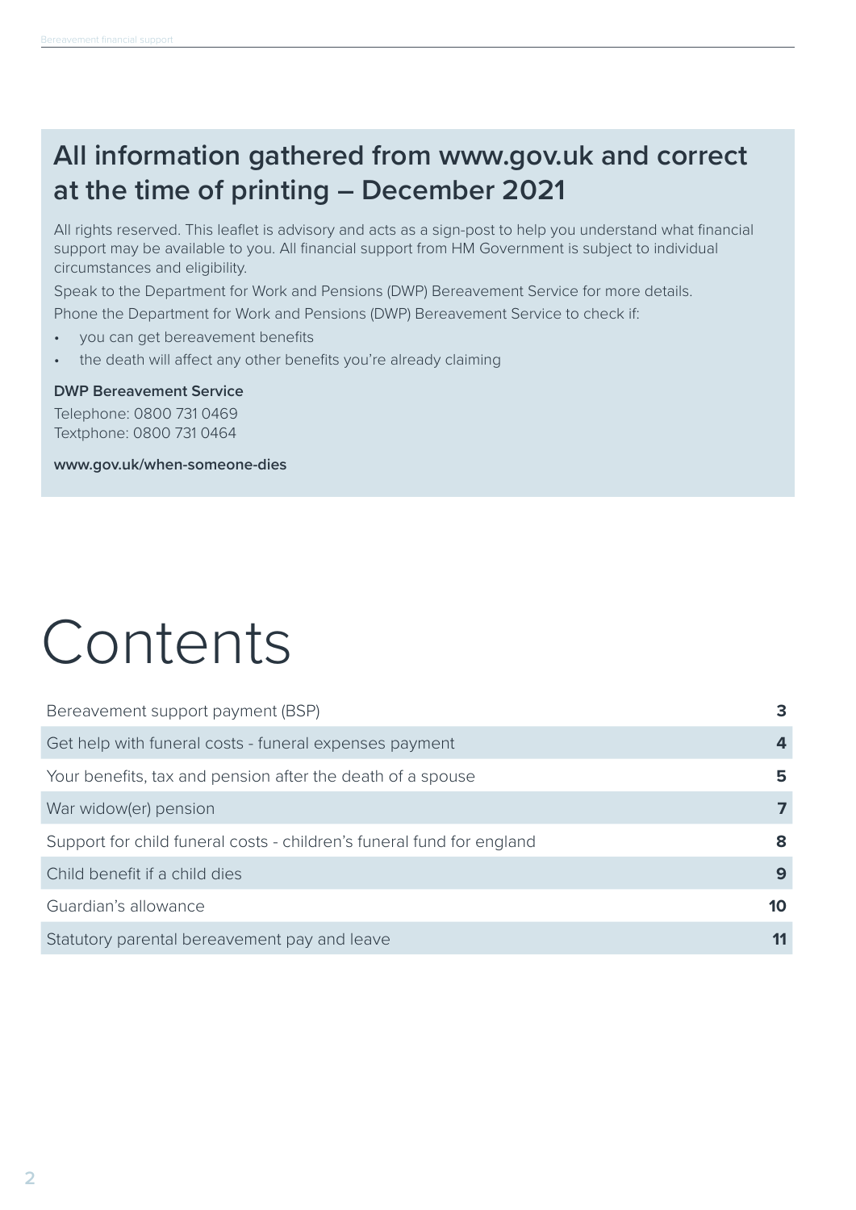## All information gathered from www.gov.uk and correct at the time of printing – December 2021

All rights reserved. This leaflet is advisory and acts as a sign-post to help you understand what financial support may be available to you. All financial support from HM Government is subject to individual circumstances and eligibility.

Speak to the Department for Work and Pensions (DWP) Bereavement Service for more details.

Phone the Department for Work and Pensions (DWP) Bereavement Service to check if:

- you can get bereavement benefits
- the death will affect any other benefits you're already claiming

**DWP Bereavement Service**

Telephone: 0800 731 0469
Textphone: 0800 731 0464

**www.gov.uk/when-someone-dies**

# Contents

| | |
|---|---|
| Bereavement support payment (BSP) | **3** |
| Get help with funeral costs - funeral expenses payment | **4** |
| Your benefits, tax and pension after the death of a spouse | **5** |
| War widow(er) pension | **7** |
| Support for child funeral costs - children's funeral fund for england | **8** |
| Child benefit if a child dies | **9** |
| Guardian's allowance | **10** |
| Statutory parental bereavement pay and leave | **11** |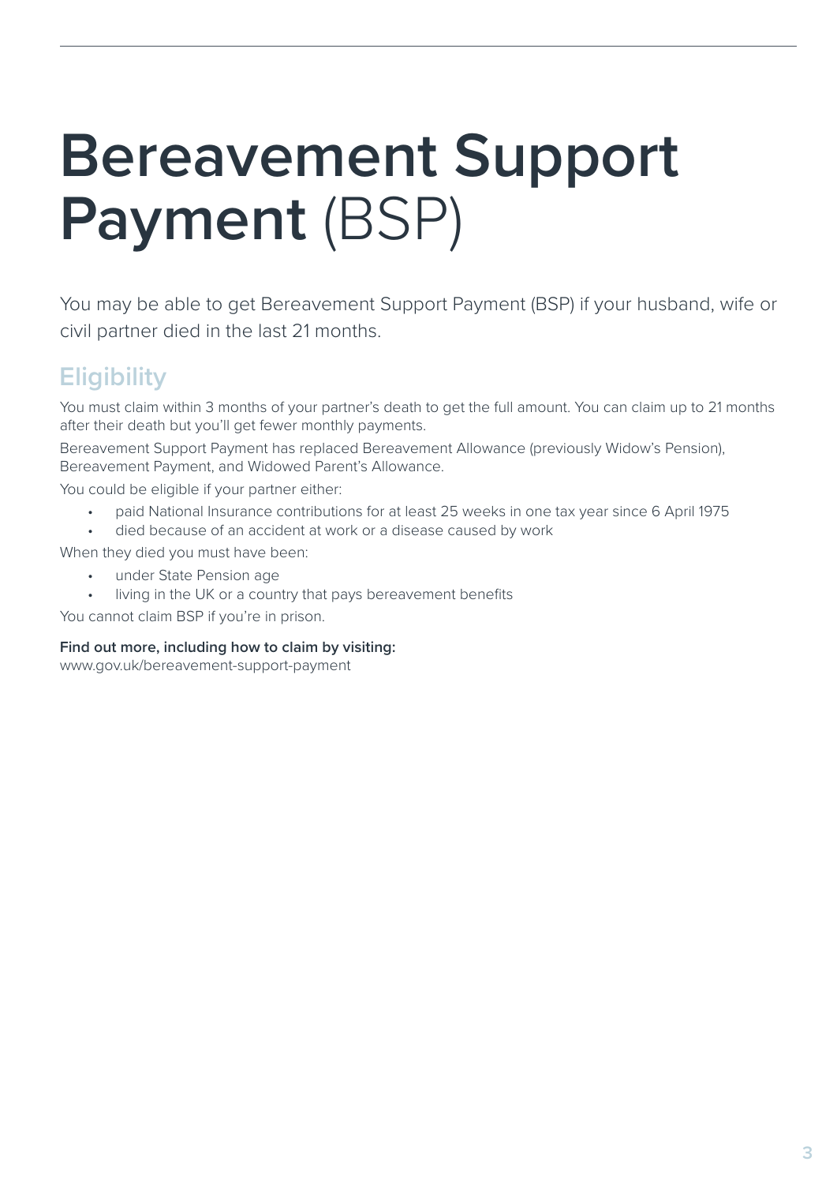# **Bereavement Support Payment** (BSP)

You may be able to get Bereavement Support Payment (BSP) if your husband, wife or civil partner died in the last 21 months.

## Eligibility

You must claim within 3 months of your partner's death to get the full amount. You can claim up to 21 months after their death but you'll get fewer monthly payments.

Bereavement Support Payment has replaced Bereavement Allowance (previously Widow's Pension), Bereavement Payment, and Widowed Parent's Allowance.

You could be eligible if your partner either:

- paid National Insurance contributions for at least 25 weeks in one tax year since 6 April 1975
- died because of an accident at work or a disease caused by work

When they died you must have been:

- under State Pension age
- living in the UK or a country that pays bereavement benefits

You cannot claim BSP if you're in prison.

**Find out more, including how to claim by visiting:**
www.gov.uk/bereavement-support-payment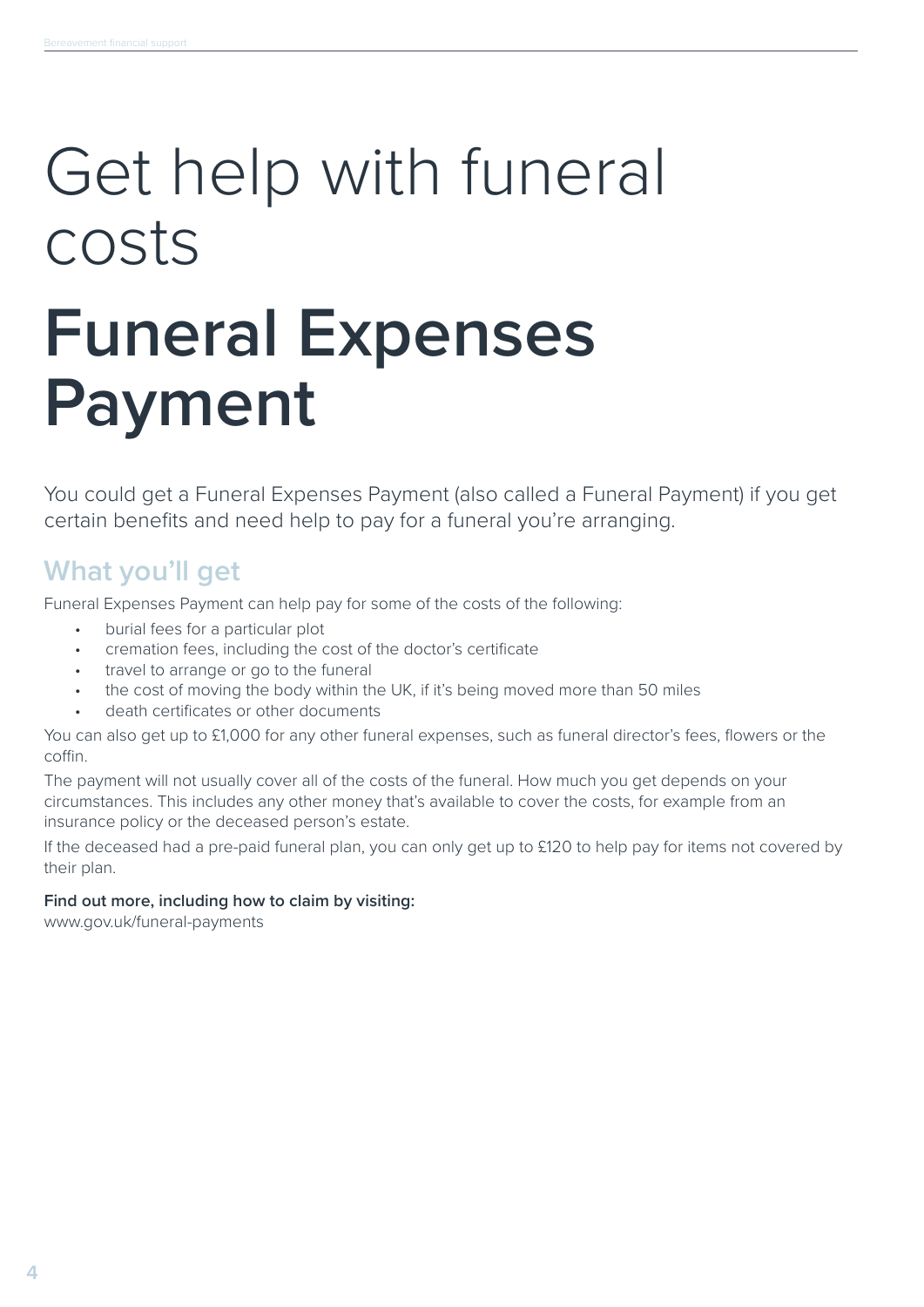# Get help with funeral costs

# Funeral Expenses Payment

You could get a Funeral Expenses Payment (also called a Funeral Payment) if you get certain benefits and need help to pay for a funeral you're arranging.

## What you'll get

Funeral Expenses Payment can help pay for some of the costs of the following:

- burial fees for a particular plot
- cremation fees, including the cost of the doctor's certificate
- travel to arrange or go to the funeral
- the cost of moving the body within the UK, if it's being moved more than 50 miles
- death certificates or other documents

You can also get up to £1,000 for any other funeral expenses, such as funeral director's fees, flowers or the coffin.

The payment will not usually cover all of the costs of the funeral. How much you get depends on your circumstances. This includes any other money that's available to cover the costs, for example from an insurance policy or the deceased person's estate.

If the deceased had a pre-paid funeral plan, you can only get up to £120 to help pay for items not covered by their plan.

**Find out more, including how to claim by visiting:**
www.gov.uk/funeral-payments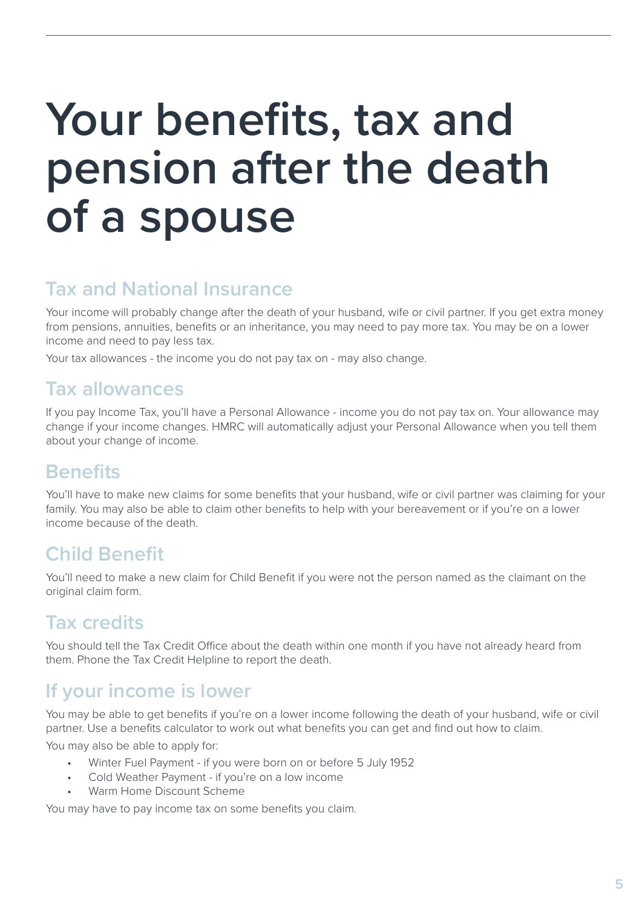# Your benefits, tax and pension after the death of a spouse

## Tax and National Insurance

Your income will probably change after the death of your husband, wife or civil partner. If you get extra money from pensions, annuities, benefits or an inheritance, you may need to pay more tax. You may be on a lower income and need to pay less tax.

Your tax allowances - the income you do not pay tax on - may also change.

## Tax allowances

If you pay Income Tax, you'll have a Personal Allowance - income you do not pay tax on. Your allowance may change if your income changes. HMRC will automatically adjust your Personal Allowance when you tell them about your change of income.

## Benefits

You'll have to make new claims for some benefits that your husband, wife or civil partner was claiming for your family. You may also be able to claim other benefits to help with your bereavement or if you're on a lower income because of the death.

## Child Benefit

You'll need to make a new claim for Child Benefit if you were not the person named as the claimant on the original claim form.

## Tax credits

You should tell the Tax Credit Office about the death within one month if you have not already heard from them. Phone the Tax Credit Helpline to report the death.

## If your income is lower

You may be able to get benefits if you're on a lower income following the death of your husband, wife or civil partner. Use a benefits calculator to work out what benefits you can get and find out how to claim.

You may also be able to apply for:

- Winter Fuel Payment - if you were born on or before 5 July 1952
- Cold Weather Payment - if you're on a low income
- Warm Home Discount Scheme

You may have to pay income tax on some benefits you claim.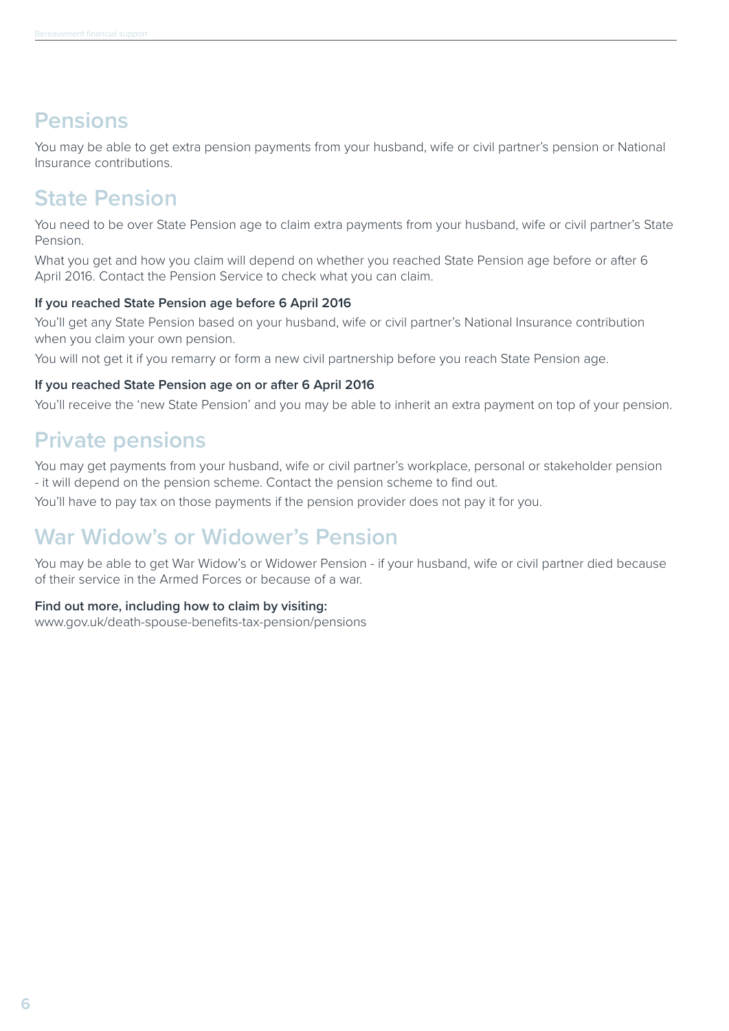## Pensions

You may be able to get extra pension payments from your husband, wife or civil partner's pension or National Insurance contributions.

## State Pension

You need to be over State Pension age to claim extra payments from your husband, wife or civil partner's State Pension.

What you get and how you claim will depend on whether you reached State Pension age before or after 6 April 2016. Contact the Pension Service to check what you can claim.

**If you reached State Pension age before 6 April 2016**

You'll get any State Pension based on your husband, wife or civil partner's National Insurance contribution when you claim your own pension.

You will not get it if you remarry or form a new civil partnership before you reach State Pension age.

**If you reached State Pension age on or after 6 April 2016**

You'll receive the 'new State Pension' and you may be able to inherit an extra payment on top of your pension.

## Private pensions

You may get payments from your husband, wife or civil partner's workplace, personal or stakeholder pension - it will depend on the pension scheme. Contact the pension scheme to find out.

You'll have to pay tax on those payments if the pension provider does not pay it for you.

## War Widow's or Widower's Pension

You may be able to get War Widow's or Widower Pension - if your husband, wife or civil partner died because of their service in the Armed Forces or because of a war.

**Find out more, including how to claim by visiting:**
www.gov.uk/death-spouse-benefits-tax-pension/pensions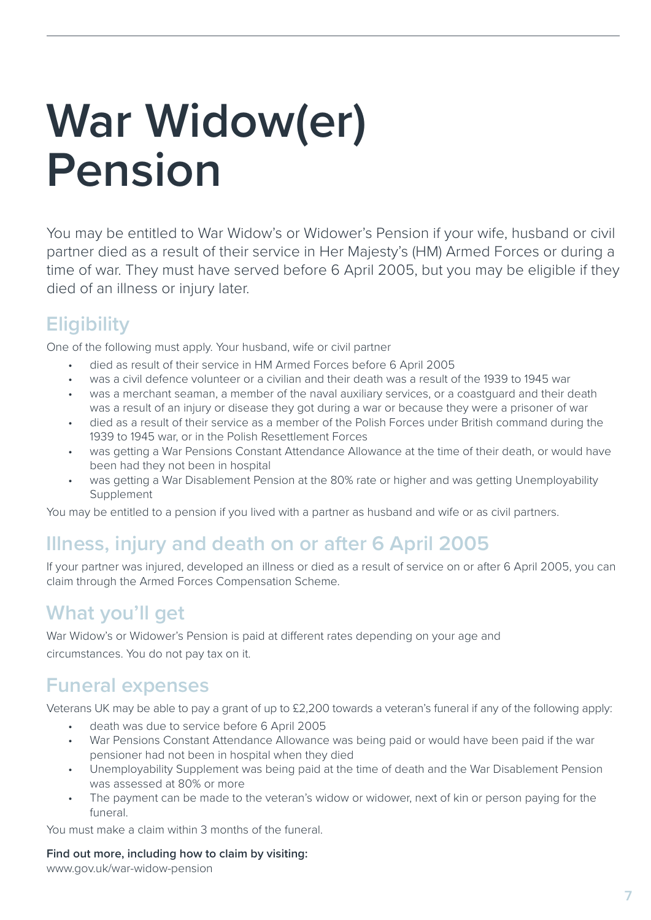# War Widow(er) Pension

You may be entitled to War Widow's or Widower's Pension if your wife, husband or civil partner died as a result of their service in Her Majesty's (HM) Armed Forces or during a time of war. They must have served before 6 April 2005, but you may be eligible if they died of an illness or injury later.

## Eligibility

One of the following must apply. Your husband, wife or civil partner

- died as result of their service in HM Armed Forces before 6 April 2005
- was a civil defence volunteer or a civilian and their death was a result of the 1939 to 1945 war
- was a merchant seaman, a member of the naval auxiliary services, or a coastguard and their death was a result of an injury or disease they got during a war or because they were a prisoner of war
- died as a result of their service as a member of the Polish Forces under British command during the 1939 to 1945 war, or in the Polish Resettlement Forces
- was getting a War Pensions Constant Attendance Allowance at the time of their death, or would have been had they not been in hospital
- was getting a War Disablement Pension at the 80% rate or higher and was getting Unemployability Supplement

You may be entitled to a pension if you lived with a partner as husband and wife or as civil partners.

## Illness, injury and death on or after 6 April 2005

If your partner was injured, developed an illness or died as a result of service on or after 6 April 2005, you can claim through the Armed Forces Compensation Scheme.

## What you'll get

War Widow's or Widower's Pension is paid at different rates depending on your age and circumstances. You do not pay tax on it.

## Funeral expenses

Veterans UK may be able to pay a grant of up to £2,200 towards a veteran's funeral if any of the following apply:

- death was due to service before 6 April 2005
- War Pensions Constant Attendance Allowance was being paid or would have been paid if the war pensioner had not been in hospital when they died
- Unemployability Supplement was being paid at the time of death and the War Disablement Pension was assessed at 80% or more
- The payment can be made to the veteran's widow or widower, next of kin or person paying for the funeral.

You must make a claim within 3 months of the funeral.

**Find out more, including how to claim by visiting:**
www.gov.uk/war-widow-pension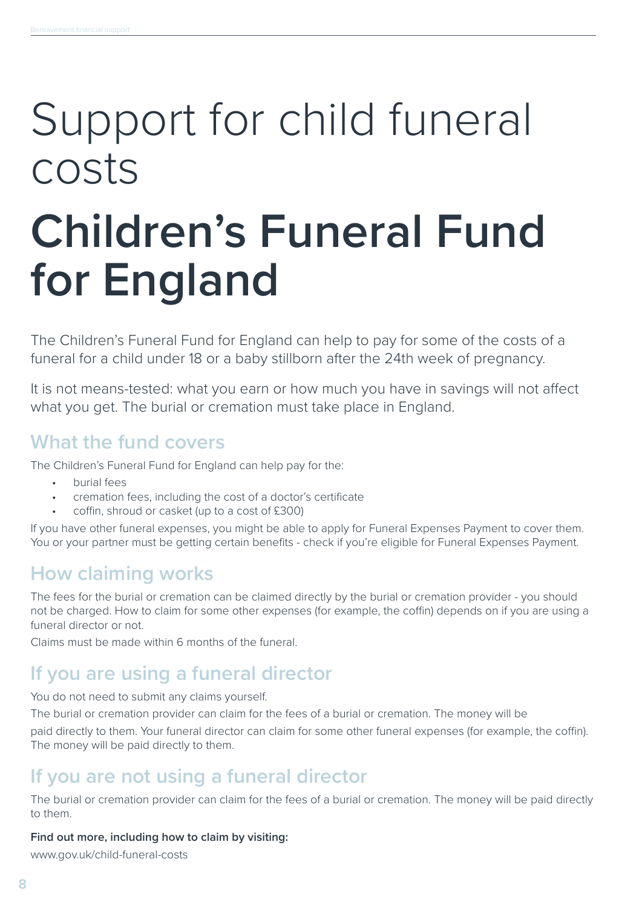# Support for child funeral costs

# Children's Funeral Fund for England

The Children's Funeral Fund for England can help to pay for some of the costs of a funeral for a child under 18 or a baby stillborn after the 24th week of pregnancy.

It is not means-tested: what you earn or how much you have in savings will not affect what you get. The burial or cremation must take place in England.

## What the fund covers

The Children's Funeral Fund for England can help pay for the:

- burial fees
- cremation fees, including the cost of a doctor's certificate
- coffin, shroud or casket (up to a cost of £300)

If you have other funeral expenses, you might be able to apply for Funeral Expenses Payment to cover them. You or your partner must be getting certain benefits - check if you're eligible for Funeral Expenses Payment.

## How claiming works

The fees for the burial or cremation can be claimed directly by the burial or cremation provider - you should not be charged. How to claim for some other expenses (for example, the coffin) depends on if you are using a funeral director or not.

Claims must be made within 6 months of the funeral.

## If you are using a funeral director

You do not need to submit any claims yourself.

The burial or cremation provider can claim for the fees of a burial or cremation. The money will be paid directly to them. Your funeral director can claim for some other funeral expenses (for example, the coffin). The money will be paid directly to them.

## If you are not using a funeral director

The burial or cremation provider can claim for the fees of a burial or cremation. The money will be paid directly to them.

**Find out more, including how to claim by visiting:**

www.gov.uk/child-funeral-costs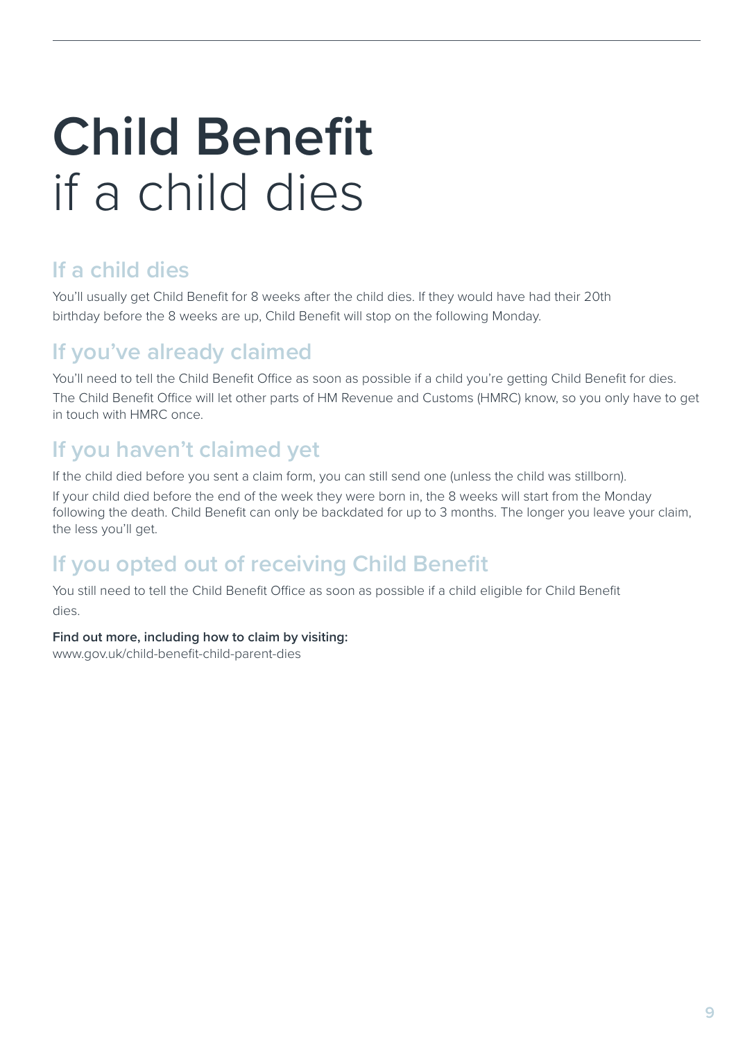# Child Benefit if a child dies

## If a child dies

You'll usually get Child Benefit for 8 weeks after the child dies. If they would have had their 20th birthday before the 8 weeks are up, Child Benefit will stop on the following Monday.

## If you've already claimed

You'll need to tell the Child Benefit Office as soon as possible if a child you're getting Child Benefit for dies.

The Child Benefit Office will let other parts of HM Revenue and Customs (HMRC) know, so you only have to get in touch with HMRC once.

## If you haven't claimed yet

If the child died before you sent a claim form, you can still send one (unless the child was stillborn).

If your child died before the end of the week they were born in, the 8 weeks will start from the Monday following the death. Child Benefit can only be backdated for up to 3 months. The longer you leave your claim, the less you'll get.

## If you opted out of receiving Child Benefit

You still need to tell the Child Benefit Office as soon as possible if a child eligible for Child Benefit dies.

**Find out more, including how to claim by visiting:**
www.gov.uk/child-benefit-child-parent-dies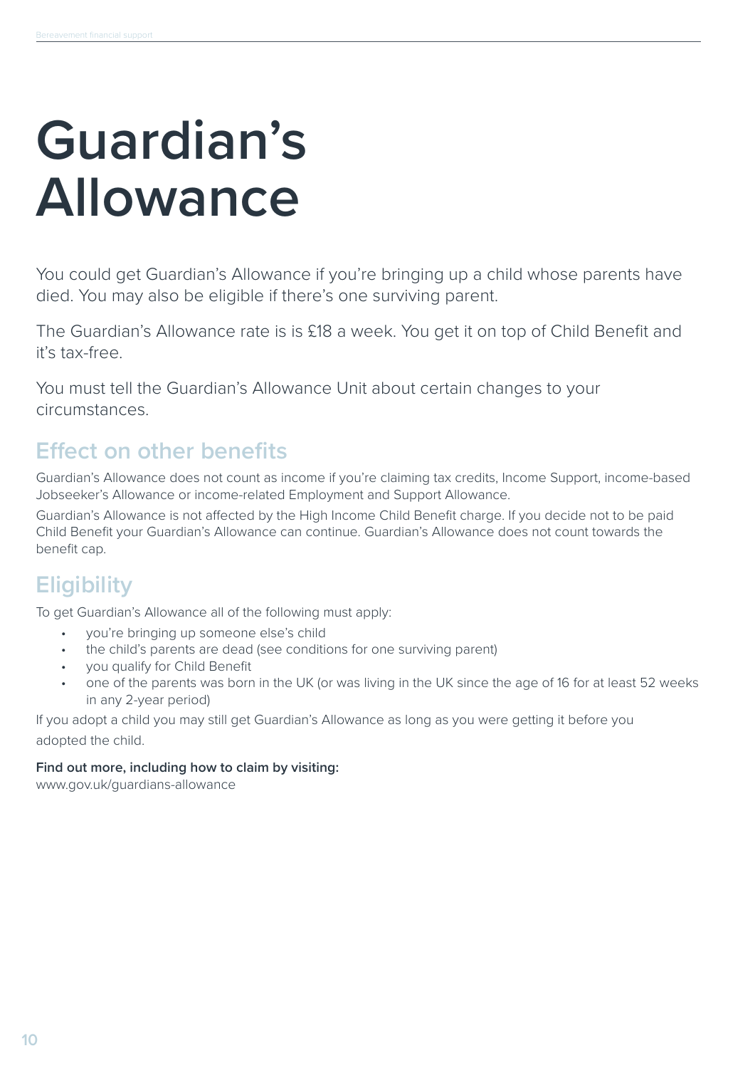# Guardian's Allowance

You could get Guardian's Allowance if you're bringing up a child whose parents have died. You may also be eligible if there's one surviving parent.

The Guardian's Allowance rate is is £18 a week. You get it on top of Child Benefit and it's tax-free.

You must tell the Guardian's Allowance Unit about certain changes to your circumstances.

## Effect on other benefits

Guardian's Allowance does not count as income if you're claiming tax credits, Income Support, income-based Jobseeker's Allowance or income-related Employment and Support Allowance.

Guardian's Allowance is not affected by the High Income Child Benefit charge. If you decide not to be paid Child Benefit your Guardian's Allowance can continue. Guardian's Allowance does not count towards the benefit cap.

## Eligibility

To get Guardian's Allowance all of the following must apply:

- you're bringing up someone else's child
- the child's parents are dead (see conditions for one surviving parent)
- you qualify for Child Benefit
- one of the parents was born in the UK (or was living in the UK since the age of 16 for at least 52 weeks in any 2-year period)

If you adopt a child you may still get Guardian's Allowance as long as you were getting it before you adopted the child.

**Find out more, including how to claim by visiting:**
www.gov.uk/guardians-allowance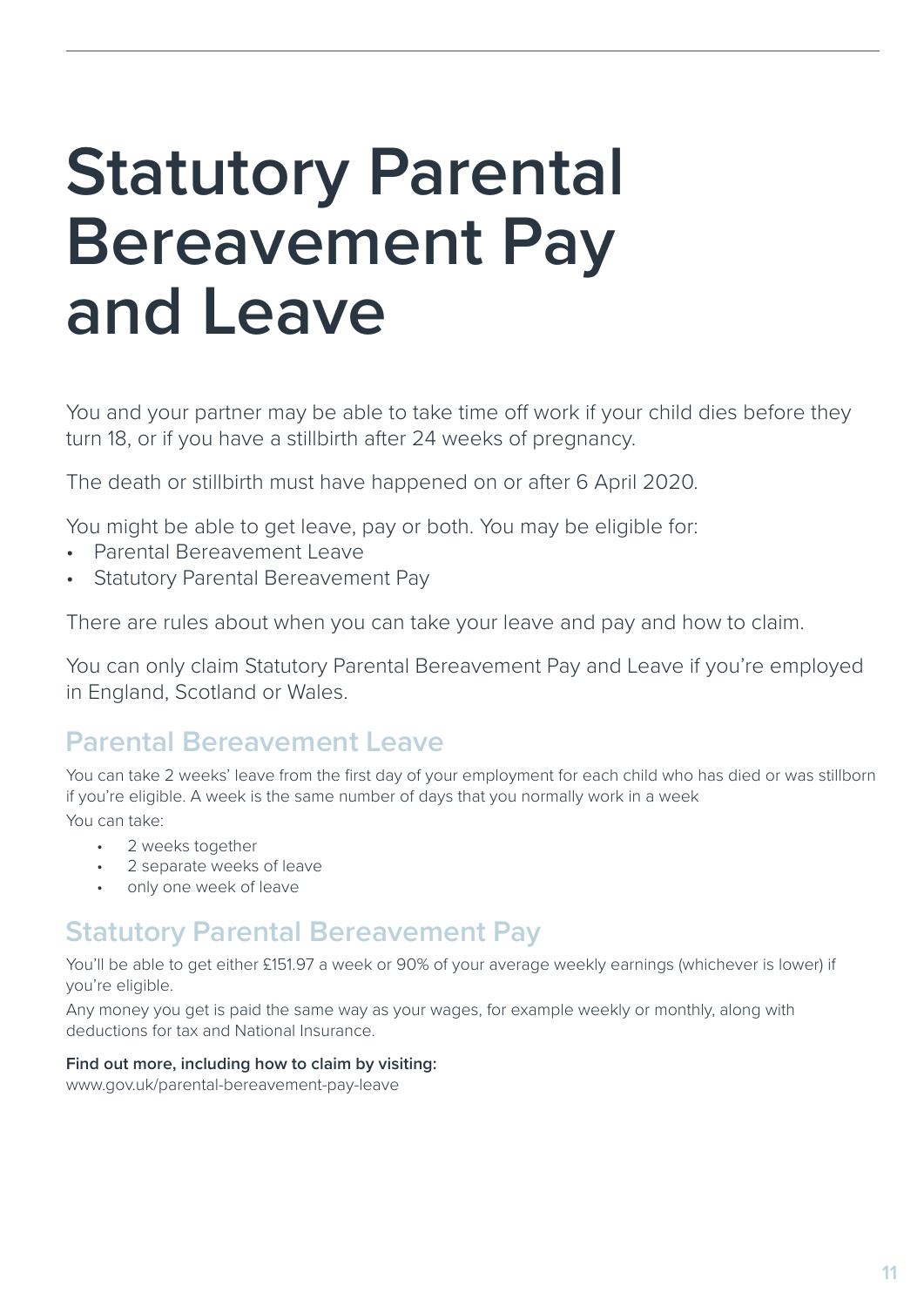# Statutory Parental Bereavement Pay and Leave

You and your partner may be able to take time off work if your child dies before they turn 18, or if you have a stillbirth after 24 weeks of pregnancy.

The death or stillbirth must have happened on or after 6 April 2020.

You might be able to get leave, pay or both. You may be eligible for:

- Parental Bereavement Leave
- Statutory Parental Bereavement Pay

There are rules about when you can take your leave and pay and how to claim.

You can only claim Statutory Parental Bereavement Pay and Leave if you're employed in England, Scotland or Wales.

## Parental Bereavement Leave

You can take 2 weeks' leave from the first day of your employment for each child who has died or was stillborn if you're eligible. A week is the same number of days that you normally work in a week

You can take:

- 2 weeks together
- 2 separate weeks of leave
- only one week of leave

## Statutory Parental Bereavement Pay

You'll be able to get either £151.97 a week or 90% of your average weekly earnings (whichever is lower) if you're eligible.

Any money you get is paid the same way as your wages, for example weekly or monthly, along with deductions for tax and National Insurance.

**Find out more, including how to claim by visiting:**
www.gov.uk/parental-bereavement-pay-leave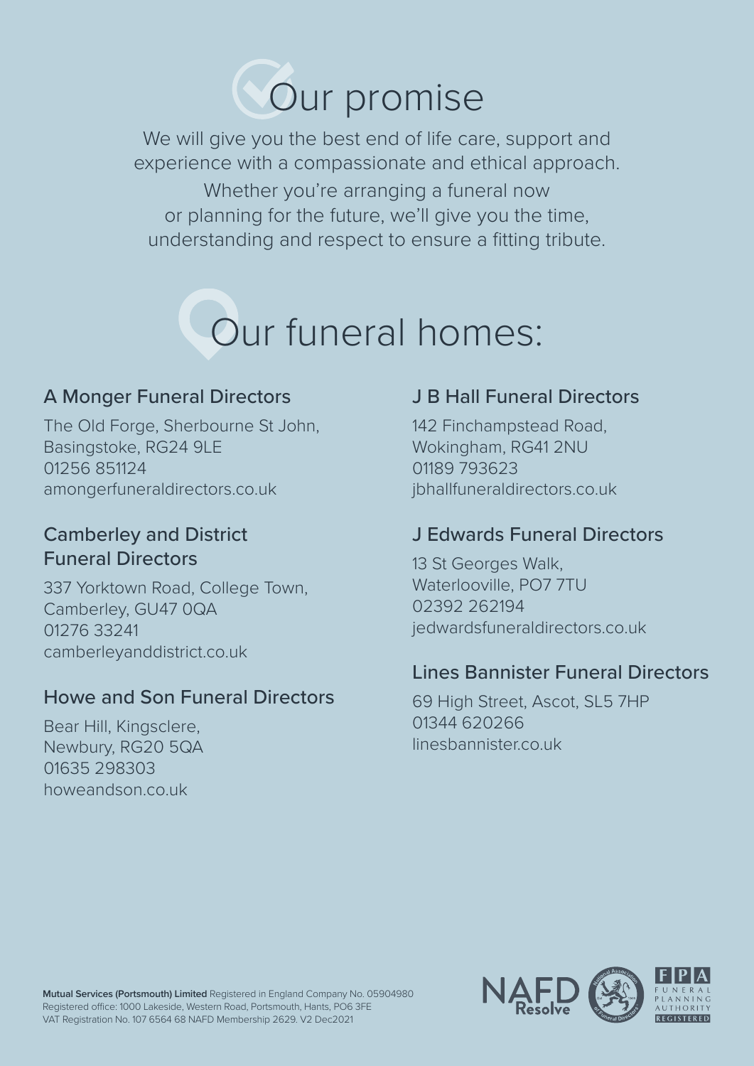# Our promise

We will give you the best end of life care, support and experience with a compassionate and ethical approach.

Whether you're arranging a funeral now or planning for the future, we'll give you the time, understanding and respect to ensure a fitting tribute.

# Our funeral homes:

### A Monger Funeral Directors

The Old Forge, Sherbourne St John,
Basingstoke, RG24 9LE
01256 851124
amongerfuneraldirectors.co.uk

### Camberley and District Funeral Directors

337 Yorktown Road, College Town,
Camberley, GU47 0QA
01276 33241
camberleyanddistrict.co.uk

### Howe and Son Funeral Directors

Bear Hill, Kingsclere,
Newbury, RG20 5QA
01635 298303
howeandson.co.uk

### J B Hall Funeral Directors

142 Finchampstead Road,
Wokingham, RG41 2NU
01189 793623
jbhallfuneraldirectors.co.uk

### J Edwards Funeral Directors

13 St Georges Walk,
Waterlooville, PO7 7TU
02392 262194
jedwardsfuneraldirectors.co.uk

### Lines Bannister Funeral Directors

69 High Street, Ascot, SL5 7HP
01344 620266
linesbannister.co.uk

**Mutual Services (Portsmouth) Limited** Registered in England Company No. 05904980
Registered office: 1000 Lakeside, Western Road, Portsmouth, Hants, PO6 3FE
VAT Registration No. 107 6564 68 NAFD Membership 2629. V2 Dec2021

NAFD Resolve

National Association of Funeral Directors

FPA FUNERAL PLANNING AUTHORITY REGISTERED